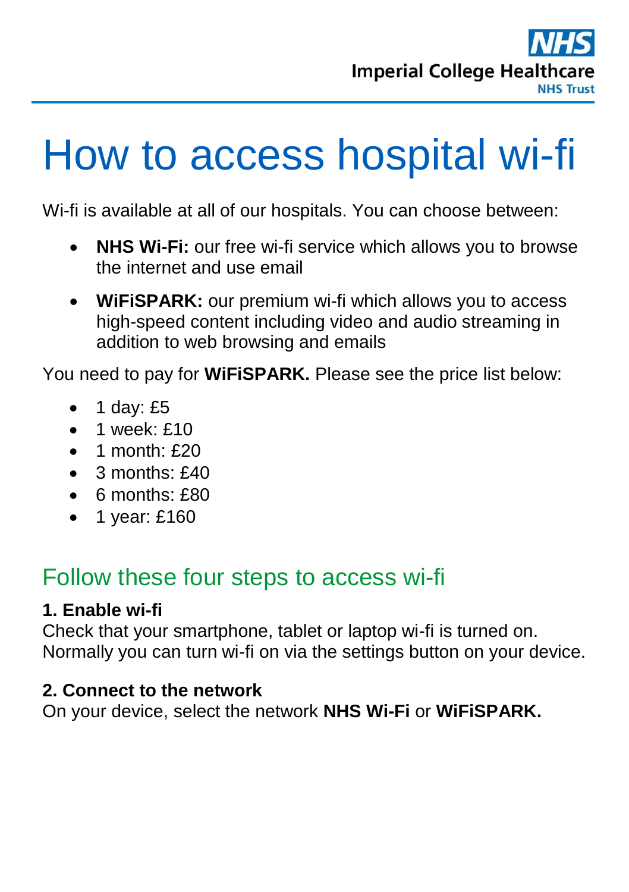# How to access hospital wi-fi

Wi-fi is available at all of our hospitals. You can choose between:

- **NHS Wi-Fi:** our free wi-fi service which allows you to browse the internet and use email
- **WiFiSPARK:** our premium wi-fi which allows you to access high-speed content including video and audio streaming in addition to web browsing and emails

You need to pay for **WiFiSPARK.** Please see the price list below:

- 1 day: £5
- 1 week: £10
- 1 month: £20
- 3 months: £40
- 6 months: £80
- 1 year: £160

## Follow these four steps to access wi-fi

### 1. Enable wi-fi

Check that your smartphone, tablet or laptop wi-fi is turned on. Normally you can turn wi-fi on via the settings button on your device.

### 2. Connect to the network

On your device, select the network **NHS Wi-Fi** or **WiFiSPARK.**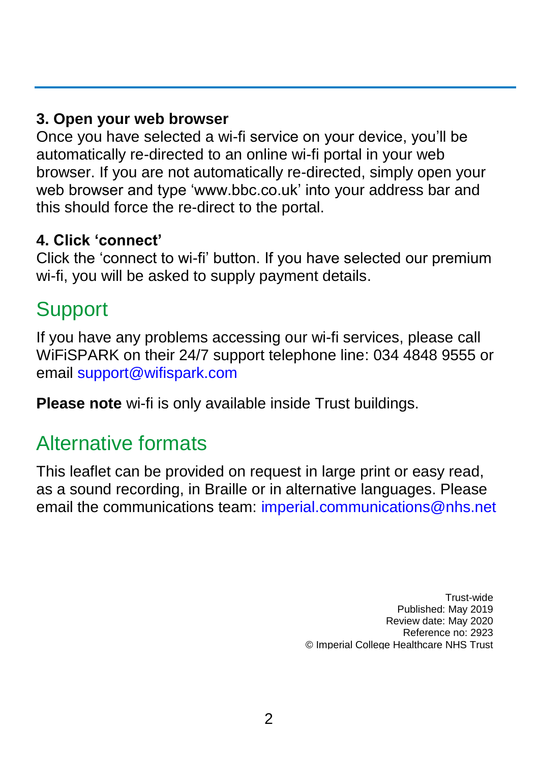**3. Open your web browser**

Once you have selected a wi-fi service on your device, you'll be automatically re-directed to an online wi-fi portal in your web browser. If you are not automatically re-directed, simply open your web browser and type 'www.bbc.co.uk' into your address bar and this should force the re-direct to the portal.

**4. Click 'connect'**

Click the 'connect to wi-fi' button. If you have selected our premium wi-fi, you will be asked to supply payment details.

## Support

If you have any problems accessing our wi-fi services, please call WiFiSPARK on their 24/7 support telephone line: 034 4848 9555 or email support@wifispark.com

**Please note** wi-fi is only available inside Trust buildings.

## Alternative formats

This leaflet can be provided on request in large print or easy read, as a sound recording, in Braille or in alternative languages. Please email the communications team: imperial.communications@nhs.net

Trust-wide
Published: May 2019
Review date: May 2020
Reference no: 2923
© Imperial College Healthcare NHS Trust